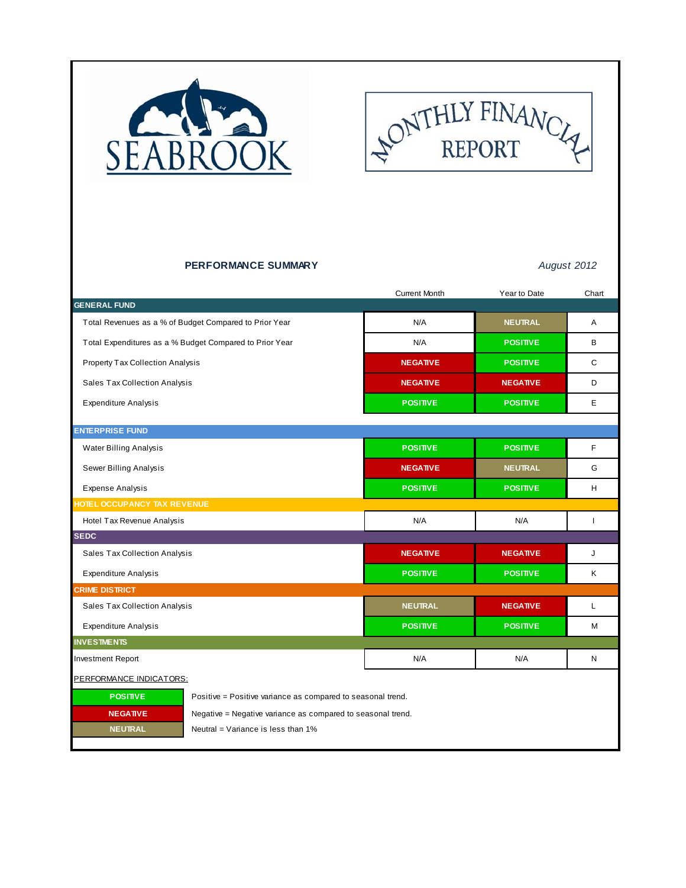SEABROOK

# MONTHLY FINANCIAL REPORT

## PERFORMANCE SUMMARY

*August 2012*

| | Current Month | Year to Date | Chart |
|---|---|---|---|
| **GENERAL FUND** | | | |
| Total Revenues as a % of Budget Compared to Prior Year | N/A | NEUTRAL | A |
| Total Expenditures as a % Budget Compared to Prior Year | N/A | POSITIVE | B |
| Property Tax Collection Analysis | NEGATIVE | POSITIVE | C |
| Sales Tax Collection Analysis | NEGATIVE | NEGATIVE | D |
| Expenditure Analysis | POSITIVE | POSITIVE | E |
| **ENTERPRISE FUND** | | | |
| Water Billing Analysis | POSITIVE | POSITIVE | F |
| Sewer Billing Analysis | NEGATIVE | NEUTRAL | G |
| Expense Analysis | POSITIVE | POSITIVE | H |
| **HOTEL OCCUPANCY TAX REVENUE** | | | |
| Hotel Tax Revenue Analysis | N/A | N/A | I |
| **SEDC** | | | |
| Sales Tax Collection Analysis | NEGATIVE | NEGATIVE | J |
| Expenditure Analysis | POSITIVE | POSITIVE | K |
| **CRIME DISTRICT** | | | |
| Sales Tax Collection Analysis | NEUTRAL | NEGATIVE | L |
| Expenditure Analysis | POSITIVE | POSITIVE | M |
| **INVESTMENTS** | | | |
| Investment Report | N/A | N/A | N |

PERFORMANCE INDICATORS:

| Indicator | Description |
|---|---|
| POSITIVE | Positive = Positive variance as compared to seasonal trend. |
| NEGATIVE | Negative = Negative variance as compared to seasonal trend. |
| NEUTRAL | Neutral = Variance is less than 1% |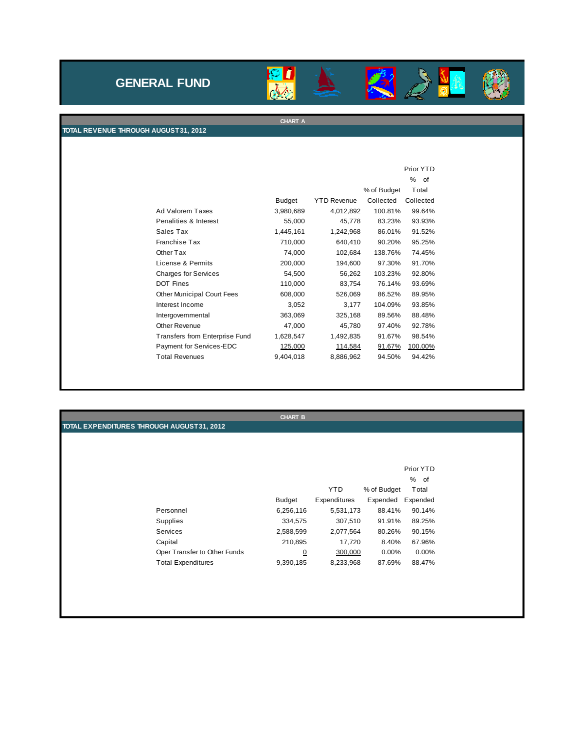# GENERAL FUND

## CHART A

### TOTAL REVENUE THROUGH AUGUST 31, 2012

| | Budget | YTD Revenue | % of Budget Collected | Prior YTD % of Total Collected |
|---|---|---|---|---|
| Ad Valorem Taxes | 3,980,689 | 4,012,892 | 100.81% | 99.64% |
| Penalities & Interest | 55,000 | 45,778 | 83.23% | 93.93% |
| Sales Tax | 1,445,161 | 1,242,968 | 86.01% | 91.52% |
| Franchise Tax | 710,000 | 640,410 | 90.20% | 95.25% |
| Other Tax | 74,000 | 102,684 | 138.76% | 74.45% |
| License & Permits | 200,000 | 194,600 | 97.30% | 91.70% |
| Charges for Services | 54,500 | 56,262 | 103.23% | 92.80% |
| DOT Fines | 110,000 | 83,754 | 76.14% | 93.69% |
| Other Municipal Court Fees | 608,000 | 526,069 | 86.52% | 89.95% |
| Interest Income | 3,052 | 3,177 | 104.09% | 93.85% |
| Intergovernmental | 363,069 | 325,168 | 89.56% | 88.48% |
| Other Revenue | 47,000 | 45,780 | 97.40% | 92.78% |
| Transfers from Enterprise Fund | 1,628,547 | 1,492,835 | 91.67% | 98.54% |
| Payment for Services-EDC | 125,000 | 114,584 | 91.67% | 100.00% |
| Total Revenues | 9,404,018 | 8,886,962 | 94.50% | 94.42% |

## CHART B

### TOTAL EXPENDITURES THROUGH AUGUST 31, 2012

| | Budget | YTD Expenditures | % of Budget Expended | Prior YTD % of Total Expended |
|---|---|---|---|---|
| Personnel | 6,256,116 | 5,531,173 | 88.41% | 90.14% |
| Supplies | 334,575 | 307,510 | 91.91% | 89.25% |
| Services | 2,588,599 | 2,077,564 | 80.26% | 90.15% |
| Capital | 210,895 | 17,720 | 8.40% | 67.96% |
| Oper Transfer to Other Funds | 0 | 300,000 | 0.00% | 0.00% |
| Total Expenditures | 9,390,185 | 8,233,968 | 87.69% | 88.47% |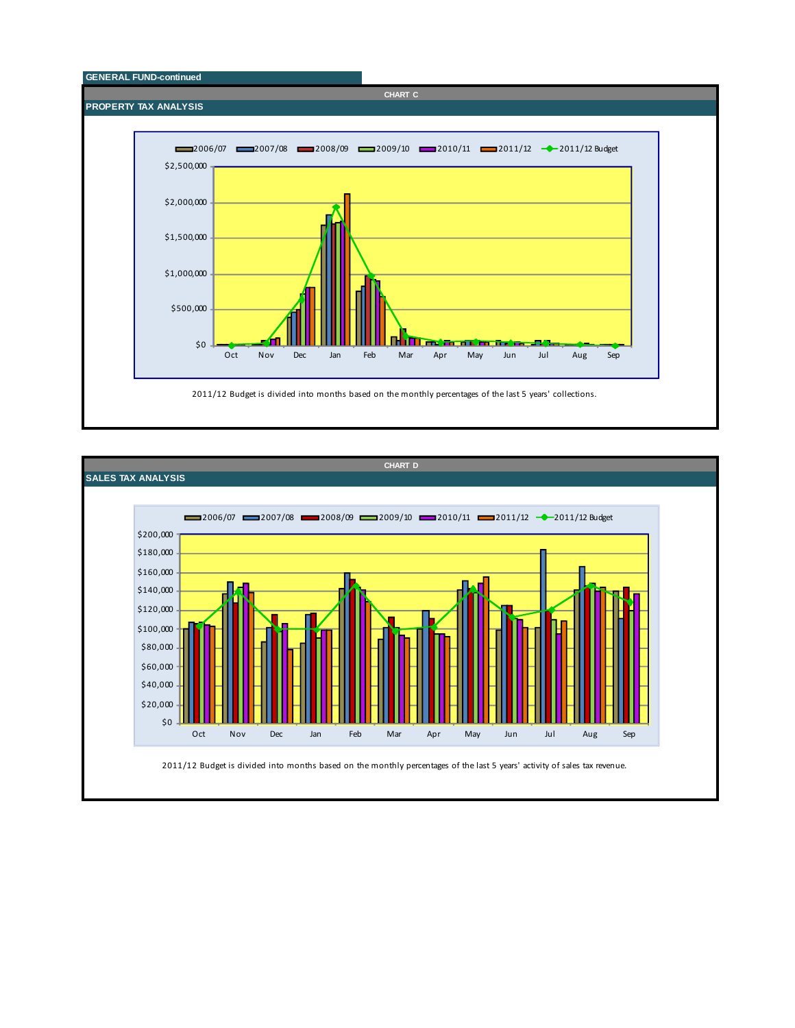## GENERAL FUND-continued

**CHART C**

### PROPERTY TAX ANALYSIS

2006/07 | 2007/08 | 2008/09 | 2009/10 | 2010/11 | 2011/12 | 2011/12 Budget

$2,500,000
$2,000,000
$1,500,000
$1,000,000
$500,000
$0

Oct Nov Dec Jan Feb Mar Apr May Jun Jul Aug Sep

2011/12 Budget is divided into months based on the monthly percentages of the last 5 years' collections.

**CHART D**

### SALES TAX ANALYSIS

2006/07 | 2007/08 | 2008/09 | 2009/10 | 2010/11 | 2011/12 | 2011/12 Budget

$200,000
$180,000
$160,000
$140,000
$120,000
$100,000
$80,000
$60,000
$40,000
$20,000
$0

Oct Nov Dec Jan Feb Mar Apr May Jun Jul Aug Sep

2011/12 Budget is divided into months based on the monthly percentages of the last 5 years' activity of sales tax revenue.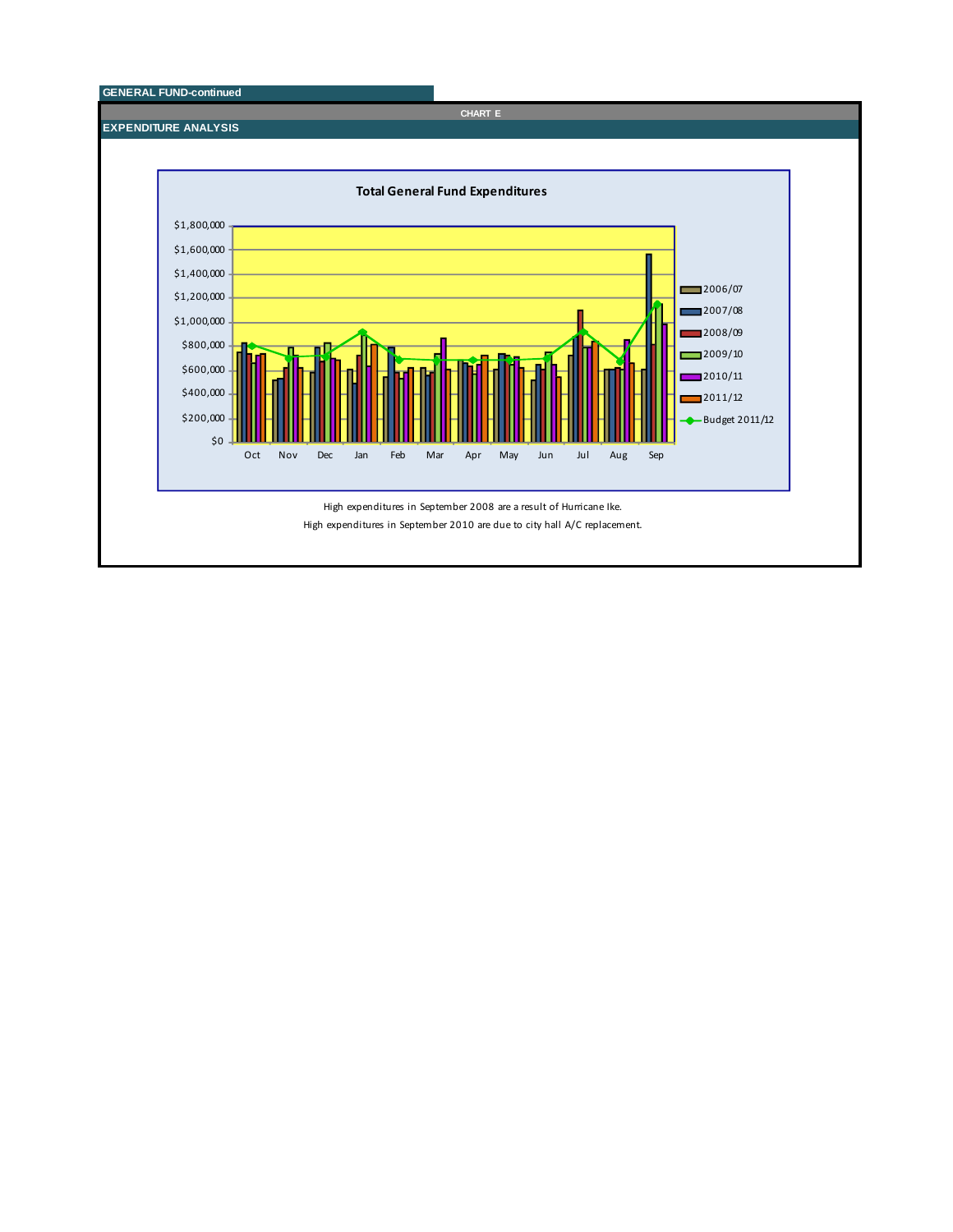GENERAL FUND-continued

CHART E

## EXPENDITURE ANALYSIS

**Total General Fund Expenditures**

High expenditures in September 2008 are a result of Hurricane Ike.

High expenditures in September 2010 are due to city hall A/C replacement.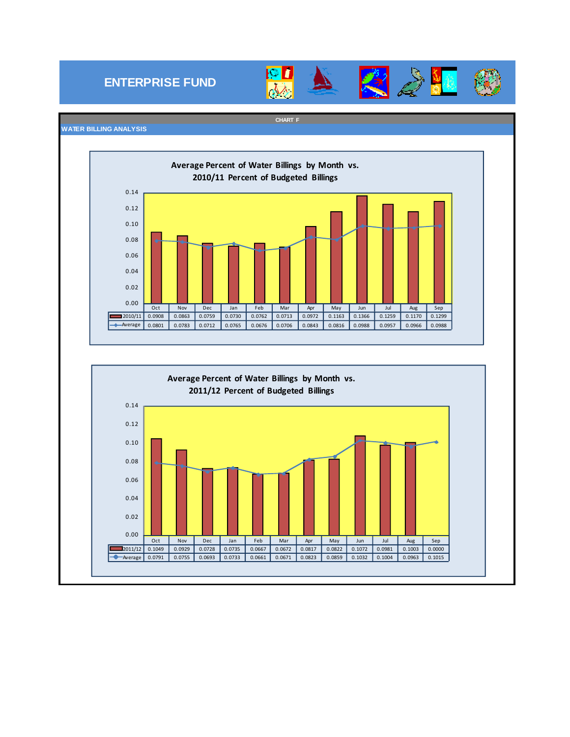# ENTERPRISE FUND

CHART F

## WATER BILLING ANALYSIS

### Average Percent of Water Billings by Month vs. 2010/11 Percent of Budgeted Billings

| | Oct | Nov | Dec | Jan | Feb | Mar | Apr | May | Jun | Jul | Aug | Sep |
|---|---|---|---|---|---|---|---|---|---|---|---|---|
| 2010/11 | 0.0908 | 0.0863 | 0.0759 | 0.0730 | 0.0762 | 0.0713 | 0.0972 | 0.1163 | 0.1366 | 0.1259 | 0.1170 | 0.1299 |
| Average | 0.0801 | 0.0783 | 0.0712 | 0.0765 | 0.0676 | 0.0706 | 0.0843 | 0.0816 | 0.0988 | 0.0957 | 0.0966 | 0.0988 |

### Average Percent of Water Billings by Month vs. 2011/12 Percent of Budgeted Billings

| | Oct | Nov | Dec | Jan | Feb | Mar | Apr | May | Jun | Jul | Aug | Sep |
|---|---|---|---|---|---|---|---|---|---|---|---|---|
| 2011/12 | 0.1049 | 0.0929 | 0.0728 | 0.0735 | 0.0667 | 0.0672 | 0.0817 | 0.0822 | 0.1072 | 0.0981 | 0.1003 | 0.0000 |
| Average | 0.0791 | 0.0755 | 0.0693 | 0.0733 | 0.0661 | 0.0671 | 0.0823 | 0.0859 | 0.1032 | 0.1004 | 0.0963 | 0.1015 |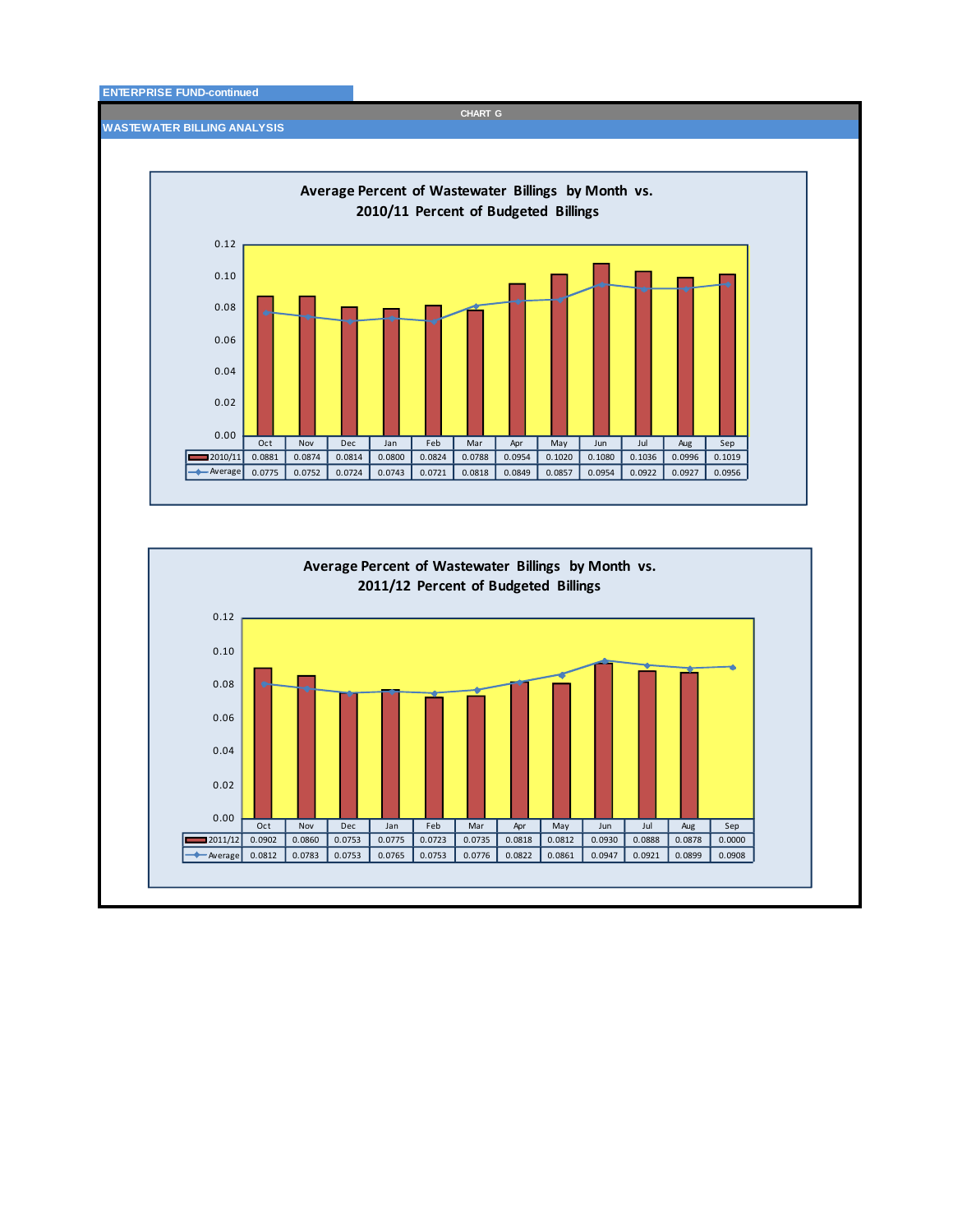ENTERPRISE FUND-continued

CHART G

## WASTEWATER BILLING ANALYSIS

### Average Percent of Wastewater Billings by Month vs. 2010/11 Percent of Budgeted Billings

| | Oct | Nov | Dec | Jan | Feb | Mar | Apr | May | Jun | Jul | Aug | Sep |
|---|---|---|---|---|---|---|---|---|---|---|---|---|
| 2010/11 | 0.0881 | 0.0874 | 0.0814 | 0.0800 | 0.0824 | 0.0788 | 0.0954 | 0.1020 | 0.1080 | 0.1036 | 0.0996 | 0.1019 |
| Average | 0.0775 | 0.0752 | 0.0724 | 0.0743 | 0.0721 | 0.0818 | 0.0849 | 0.0857 | 0.0954 | 0.0922 | 0.0927 | 0.0956 |

### Average Percent of Wastewater Billings by Month vs. 2011/12 Percent of Budgeted Billings

| | Oct | Nov | Dec | Jan | Feb | Mar | Apr | May | Jun | Jul | Aug | Sep |
|---|---|---|---|---|---|---|---|---|---|---|---|---|
| 2011/12 | 0.0902 | 0.0860 | 0.0753 | 0.0775 | 0.0723 | 0.0735 | 0.0818 | 0.0812 | 0.0930 | 0.0888 | 0.0878 | 0.0000 |
| Average | 0.0812 | 0.0783 | 0.0753 | 0.0765 | 0.0753 | 0.0776 | 0.0822 | 0.0861 | 0.0947 | 0.0921 | 0.0899 | 0.0908 |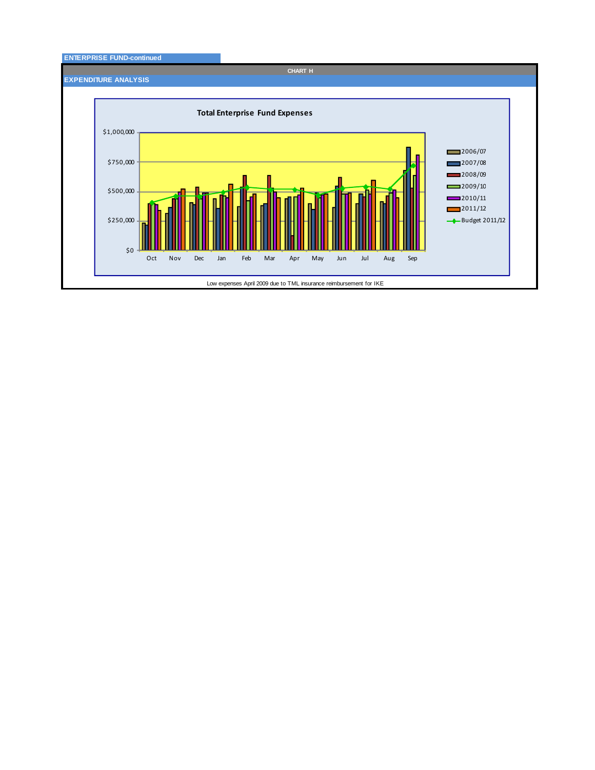ENTERPRISE FUND-continued

CHART H

## EXPENDITURE ANALYSIS

**Total Enterprise Fund Expenses**

Low expenses April 2009 due to TML insurance reimbursement for IKE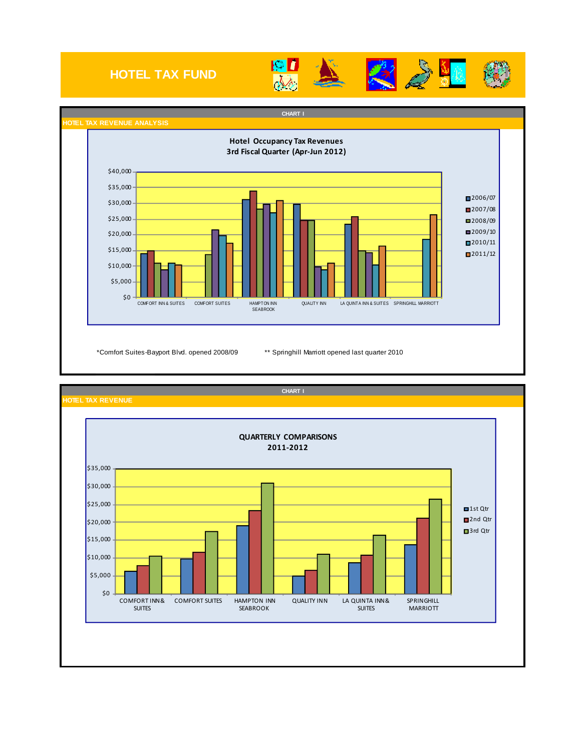# HOTEL TAX FUND

CHART I

## HOTEL TAX REVENUE ANALYSIS

**Hotel Occupancy Tax Revenues**
**3rd Fiscal Quarter (Apr-Jun 2012)**

*Comfort Suites-Bayport Blvd. opened 2008/09

** Springhill Marriott opened last quarter 2010

CHART I

## HOTEL TAX REVENUE

**QUARTERLY COMPARISONS**
**2011-2012**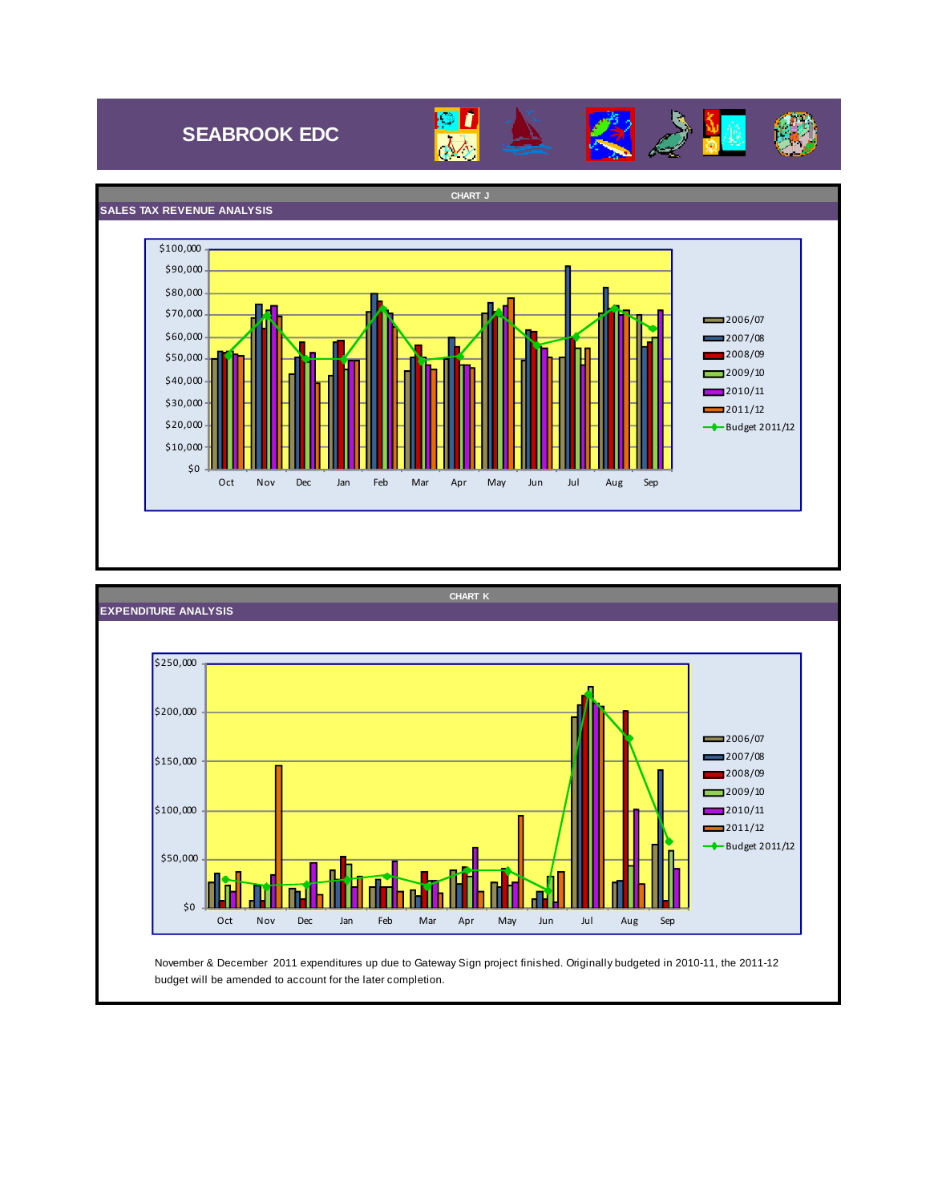# SEABROOK EDC

## CHART J

### SALES TAX REVENUE ANALYSIS

## CHART K

### EXPENDITURE ANALYSIS

November & December 2011 expenditures up due to Gateway Sign project finished. Originally budgeted in 2010-11, the 2011-12 budget will be amended to account for the later completion.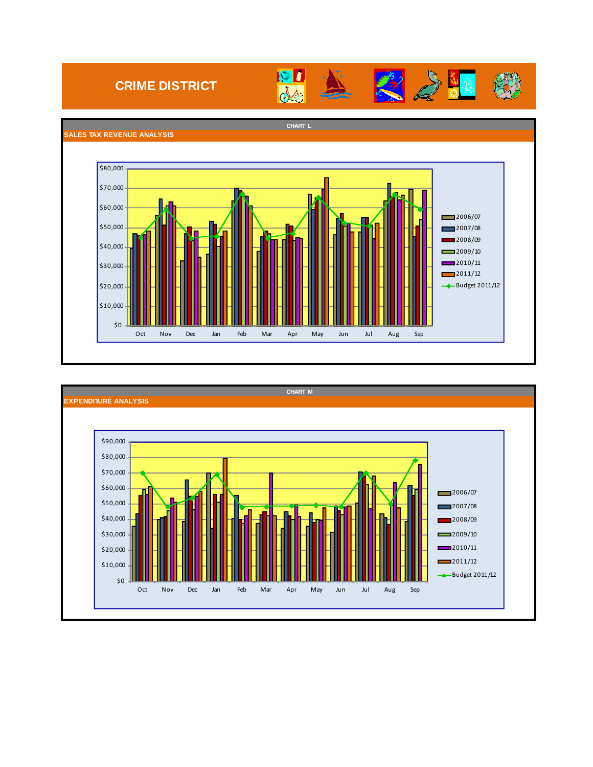# CRIME DISTRICT

CHART L

## SALES TAX REVENUE ANALYSIS

$80,000
$70,000
$60,000
$50,000
$40,000
$30,000
$20,000
$10,000
$0

Oct Nov Dec Jan Feb Mar Apr May Jun Jul Aug Sep

2006/07
2007/08
2008/09
2009/10
2010/11
2011/12
Budget 2011/12

CHART M

## EXPENDITURE ANALYSIS

$90,000
$80,000
$70,000
$60,000
$50,000
$40,000
$30,000
$20,000
$10,000
$0

Oct Nov Dec Jan Feb Mar Apr May Jun Jul Aug Sep

2006/07
2007/08
2008/09
2009/10
2010/11
2011/12
Budget 2011/12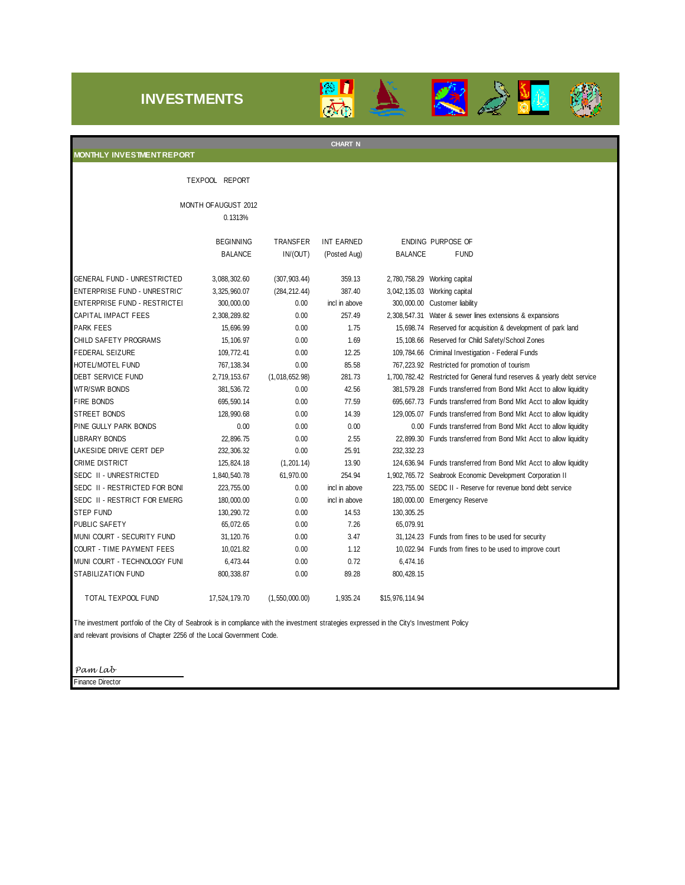# INVESTMENTS

CHART N

## MONTHLY INVESTMENT REPORT

TEXPOOL REPORT

MONTH OF AUGUST 2012

0.1313%

| | BEGINNING BALANCE | TRANSFER IN/(OUT) | INT EARNED (Posted Aug) | ENDING BALANCE | PURPOSE OF FUND |
|---|---|---|---|---|---|
| GENERAL FUND - UNRESTRICTED | 3,088,302.60 | (307,903.44) | 359.13 | 2,780,758.29 | Working capital |
| ENTERPRISE FUND - UNRESTRIC | 3,325,960.07 | (284,212.44) | 387.40 | 3,042,135.03 | Working capital |
| ENTERPRISE FUND - RESTRICTEI | 300,000.00 | 0.00 | incl in above | 300,000.00 | Customer liability |
| CAPITAL IMPACT FEES | 2,308,289.82 | 0.00 | 257.49 | 2,308,547.31 | Water & sewer lines extensions & expansions |
| PARK FEES | 15,696.99 | 0.00 | 1.75 | 15,698.74 | Reserved for acquisition & development of park land |
| CHILD SAFETY PROGRAMS | 15,106.97 | 0.00 | 1.69 | 15,108.66 | Reserved for Child Safety/School Zones |
| FEDERAL SEIZURE | 109,772.41 | 0.00 | 12.25 | 109,784.66 | Criminal Investigation - Federal Funds |
| HOTEL/MOTEL FUND | 767,138.34 | 0.00 | 85.58 | 767,223.92 | Restricted for promotion of tourism |
| DEBT SERVICE FUND | 2,719,153.67 | (1,018,652.98) | 281.73 | 1,700,782.42 | Restricted for General fund reserves & yearly debt service |
| WTR/SWR BONDS | 381,536.72 | 0.00 | 42.56 | 381,579.28 | Funds transferred from Bond Mkt Acct to allow liquidity |
| FIRE BONDS | 695,590.14 | 0.00 | 77.59 | 695,667.73 | Funds transferred from Bond Mkt Acct to allow liquidity |
| STREET BONDS | 128,990.68 | 0.00 | 14.39 | 129,005.07 | Funds transferred from Bond Mkt Acct to allow liquidity |
| PINE GULLY PARK BONDS | 0.00 | 0.00 | 0.00 | 0.00 | Funds transferred from Bond Mkt Acct to allow liquidity |
| LIBRARY BONDS | 22,896.75 | 0.00 | 2.55 | 22,899.30 | Funds transferred from Bond Mkt Acct to allow liquidity |
| LAKESIDE DRIVE CERT DEP | 232,306.32 | 0.00 | 25.91 | 232,332.23 | |
| CRIME DISTRICT | 125,824.18 | (1,201.14) | 13.90 | 124,636.94 | Funds transferred from Bond Mkt Acct to allow liquidity |
| SEDC II - UNRESTRICTED | 1,840,540.78 | 61,970.00 | 254.94 | 1,902,765.72 | Seabrook Economic Development Corporation II |
| SEDC II - RESTRICTED FOR BONI | 223,755.00 | 0.00 | incl in above | 223,755.00 | SEDC II - Reserve for revenue bond debt service |
| SEDC II - RESTRICT FOR EMERG | 180,000.00 | 0.00 | incl in above | 180,000.00 | Emergency Reserve |
| STEP FUND | 130,290.72 | 0.00 | 14.53 | 130,305.25 | |
| PUBLIC SAFETY | 65,072.65 | 0.00 | 7.26 | 65,079.91 | |
| MUNI COURT - SECURITY FUND | 31,120.76 | 0.00 | 3.47 | 31,124.23 | Funds from fines to be used for security |
| COURT - TIME PAYMENT FEES | 10,021.82 | 0.00 | 1.12 | 10,022.94 | Funds from fines to be used to improve court |
| MUNI COURT - TECHNOLOGY FUNI | 6,473.44 | 0.00 | 0.72 | 6,474.16 | |
| STABILIZATION FUND | 800,338.87 | 0.00 | 89.28 | 800,428.15 | |
| TOTAL TEXPOOL FUND | 17,524,179.70 | (1,550,000.00) | 1,935.24 | $15,976,114.94 | |

The investment portfolio of the City of Seabrook is in compliance with the investment strategies expressed in the City's Investment Policy and relevant provisions of Chapter 2256 of the Local Government Code.

*Pam Lab*

Finance Director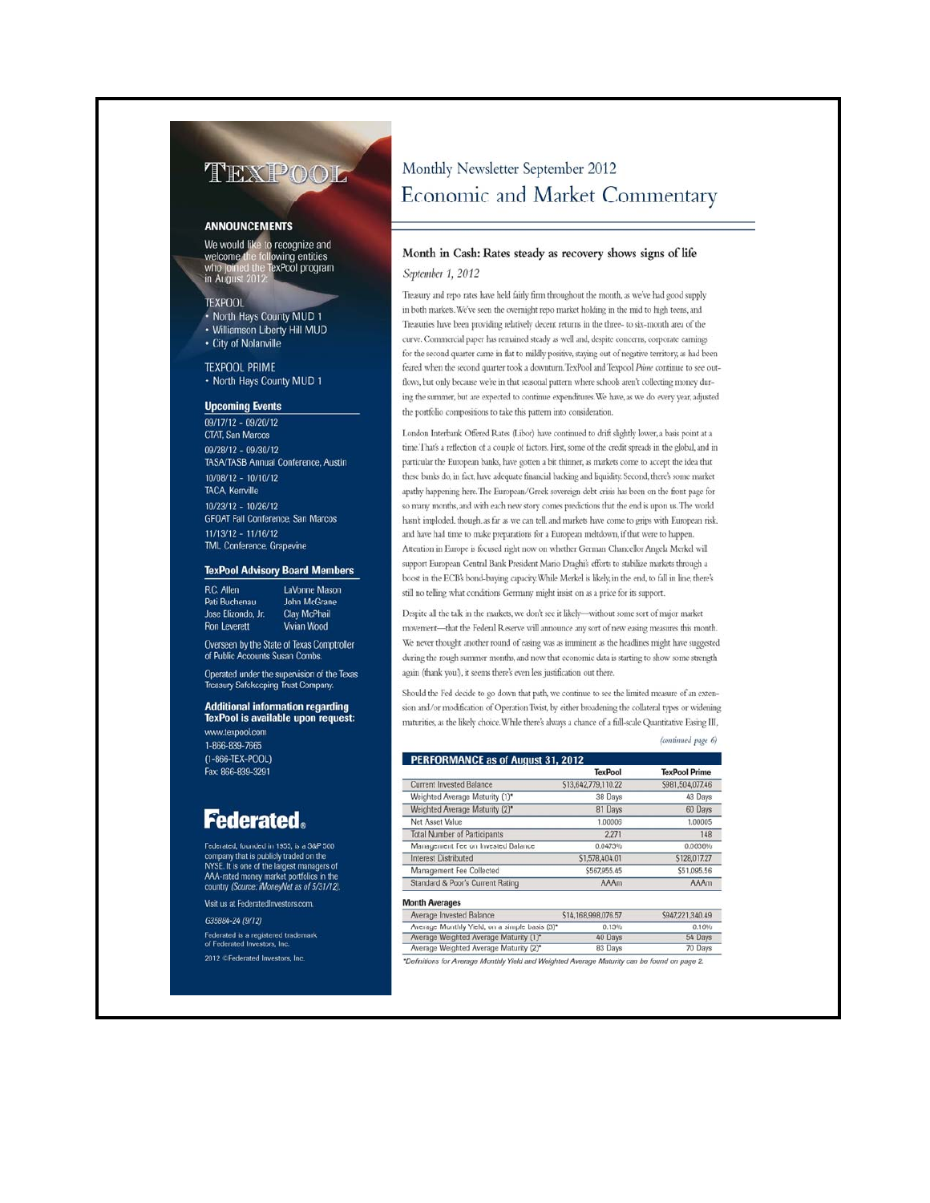# TexPool

## ANNOUNCEMENTS

We would like to recognize and welcome the following entities who joined the TexPool program in August 2012:

TEXPOOL
- North Hays County MUD 1
- Williamson Liberty Hill MUD
- City of Nolanville

TEXPOOL PRIME
- North Hays County MUD 1

## Upcoming Events

09/17/12 - 09/20/12
CTAT, San Marcos

09/28/12 - 09/30/12
TASA/TASB Annual Conference, Austin

10/08/12 - 10/10/12
TACA, Kerrville

10/23/12 - 10/26/12
GFOAT Fall Conference, San Marcos

11/13/12 - 11/16/12
TML Conference, Grapevine

## TexPool Advisory Board Members

| | |
|---|---|
| R.C. Allen | LaVonne Mason |
| Pati Buchenau | John McGrane |
| Jose Elizondo, Jr. | Clay McPhail |
| Ron Leverett | Vivian Wood |

Overseen by the State of Texas Comptroller of Public Accounts Susan Combs.

Operated under the supervision of the Texas Treasury Safekeeping Trust Company.

## Additional information regarding TexPool is available upon request:

www.texpool.com
1-866-839-7665
(1-866-TEX-POOL)
Fax: 866-839-3291

**Federated.**

Federated, founded in 1955, is a S&P 500 company that is publicly traded on the NYSE. It is one of the largest managers of AAA-rated money market portfolios in the country *(Source: iMoneyNet as of 5/31/12)*.

Visit us at FederatedInvestors.com.

G35884-24 (9/12)

Federated is a registered trademark of Federated Investors, Inc.

2012 ©Federated Investors, Inc.

# Monthly Newsletter September 2012
# Economic and Market Commentary

## Month in Cash: Rates steady as recovery shows signs of life

*September 1, 2012*

Treasury and repo rates have held fairly firm throughout the month, as we've had good supply in both markets. We've seen the overnight repo market holding in the mid to high teens, and Treasuries have been providing relatively decent returns in the three- to six-month area of the curve. Commercial paper has remained steady as well and, despite concerns, corporate earnings for the second quarter came in flat to mildly positive, staying out of negative territory, as had been feared when the second quarter took a downturn. TexPool and Texpool *Prime* continue to see outflows, but only because we're in that seasonal pattern where schools aren't collecting money during the summer, but are expected to continue expenditures. We have, as we do every year, adjusted the portfolio compositions to take this pattern into consideration.

London Interbank Offered Rates (Libor) have continued to drift slightly lower, a basis point at a time. That's a reflection of a couple of factors. First, some of the credit spreads in the global, and in particular the European banks, have gotten a bit thinner, as markets come to accept the idea that these banks do, in fact, have adequate financial backing and liquidity. Second, there's some market apathy happening here. The European/Greek sovereign debt crisis has been on the front page for so many months, and with each new story comes predictions that the end is upon us. The world hasn't imploded, though, as far as we can tell, and markets have come to grips with European risk, and have had time to make preparations for a European meltdown, if that were to happen. Attention in Europe is focused right now on whether German Chancellor Angela Merkel will support European Central Bank President Mario Draghi's efforts to stabilize markets through a boost in the ECB's bond-buying capacity. While Merkel is likely, in the end, to fall in line, there's still no telling what conditions Germany might insist on as a price for its support.

Despite all the talk in the markets, we don't see it likely—without some sort of major market movement—that the Federal Reserve will announce any sort of new easing measures this month. We never thought another round of easing was as imminent as the headlines might have suggested during the rough summer months, and now that economic data is starting to show some strength again (thank you!), it seems there's even less justification out there.

Should the Fed decide to go down that path, we continue to see the limited measure of an extension and/or modification of Operation Twist, by either broadening the collateral types or widening maturities, as the likely choice. While there's always a chance of a full-scale Quantitative Easing III,

*(continued page 6)*

| PERFORMANCE as of August 31, 2012 | TexPool | TexPool Prime |
|---|---|---|
| Current Invested Balance | $13,642,779,110.22 | $981,504,077.46 |
| Weighted Average Maturity (1)* | 38 Days | 43 Days |
| Weighted Average Maturity (2)* | 81 Days | 60 Days |
| Net Asset Value | 1.00006 | 1.00005 |
| Total Number of Participants | 2,271 | 148 |
| Management Fee on Invested Balance | 0.0473% | 0.0636% |
| Interest Distributed | $1,578,404.01 | $126,017.27 |
| Management Fee Collected | $567,955.45 | $51,095.56 |
| Standard & Poor's Current Rating | AAAm | AAAm |
| **Month Averages** | | |
| Average Invested Balance | $14,166,998,076.57 | $947,221,340.49 |
| Average Monthly Yield, on a simple basis (3)* | 0.13% | 0.16% |
| Average Weighted Average Maturity (1)* | 40 Days | 54 Days |
| Average Weighted Average Maturity (2)* | 83 Days | 70 Days |

*Definitions for Average Monthly Yield and Weighted Average Maturity can be found on page 2.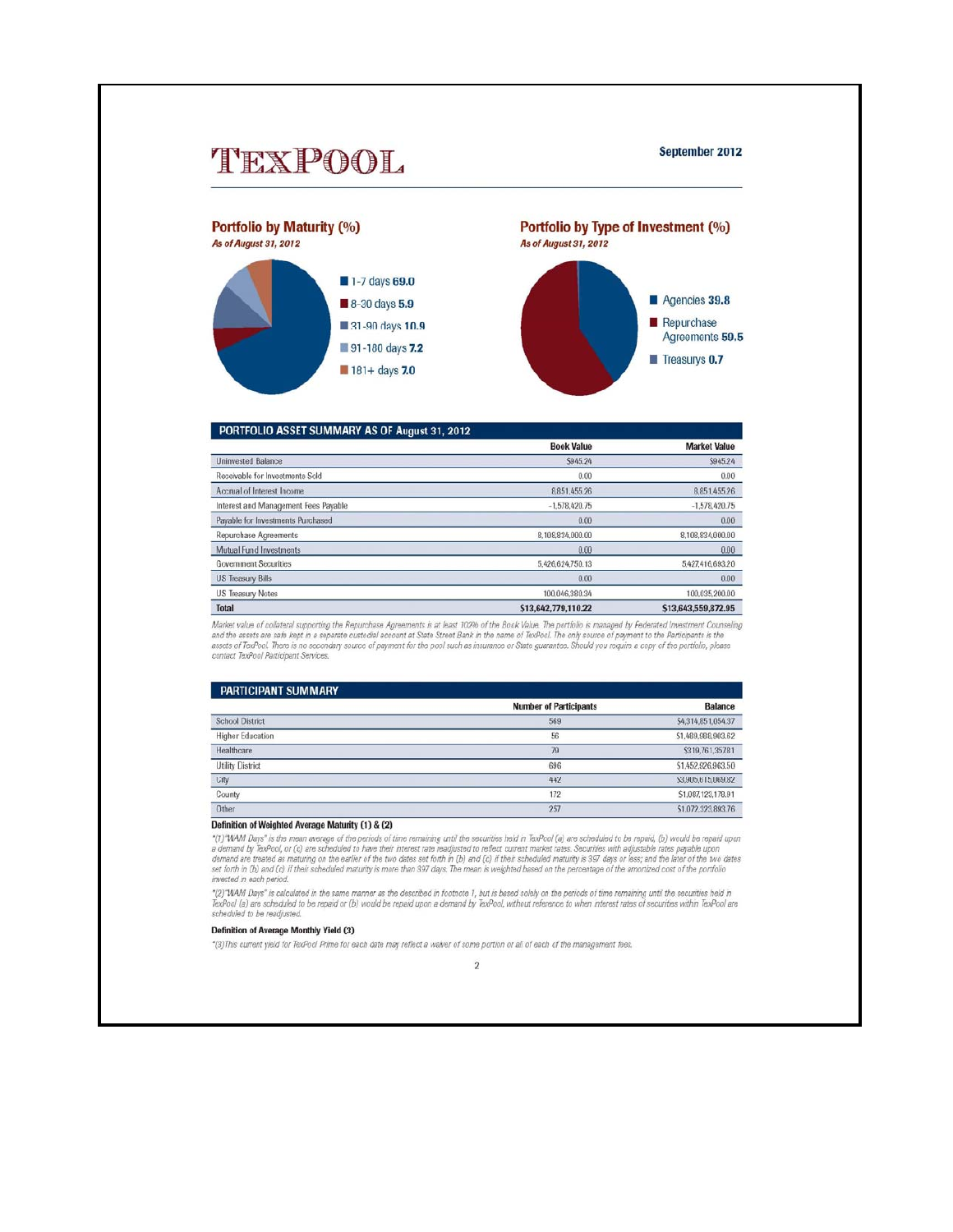# TexPool

**September 2012**

## Portfolio by Maturity (%)

*As of August 31, 2012*

- 1-7 days **69.0**
- 8-30 days **5.9**
- 31-90 days **10.9**
- 91-180 days **7.2**
- 181+ days **7.0**

## Portfolio by Type of Investment (%)

*As of August 31, 2012*

- Agencies **39.8**
- Repurchase Agreements **59.5**
- Treasurys **0.7**

## PORTFOLIO ASSET SUMMARY AS OF August 31, 2012

| | Book Value | Market Value |
|---|---|---|
| Uninvested Balance | $945.24 | $945.24 |
| Receivable for Investments Sold | 0.00 | 0.00 |
| Accrual of Interest Income | 8,851,455.26 | 8,851,455.26 |
| Interest and Management Fees Payable | -1,578,420.75 | -1,578,420.75 |
| Payable for Investments Purchased | 0.00 | 0.00 |
| Repurchase Agreements | 8,108,834,000.00 | 8,108,834,000.00 |
| Mutual Fund Investments | 0.00 | 0.00 |
| Government Securities | 5,426,624,750.13 | 5,427,416,693.20 |
| US Treasury Bills | 0.00 | 0.00 |
| US Treasury Notes | 100,046,380.34 | 100,035,200.00 |
| **Total** | **$13,642,779,110.22** | **$13,643,559,872.95** |

*Market value of collateral supporting the Repurchase Agreements is at least 102% of the Book Value. The portfolio is managed by Federated Investment Counseling and the assets are safe kept in a separate custodial account at State Street Bank in the name of TexPool. The only source of payment to the Participants is the assets of TexPool. There is no secondary source of payment for the pool such as insurance or State guarantee. Should you require a copy of the portfolio, please contact TexPool Participant Services.*

## PARTICIPANT SUMMARY

| | Number of Participants | Balance |
|---|---|---|
| School District | 569 | $4,314,851,054.37 |
| Higher Education | 56 | $1,409,988,993.62 |
| Healthcare | 79 | $319,761,357.81 |
| Utility District | 686 | $1,452,926,963.50 |
| City | 442 | $3,905,615,069.82 |
| County | 172 | $1,087,123,178.91 |
| Other | 257 | $1,072,323,893.76 |

### Definition of Weighted Average Maturity (1) & (2)

*(1) "WAM Days" is the mean average of the periods of time remaining until the securities held in TexPool (a) are scheduled to be repaid, (b) would be repaid upon a demand by TexPool, or (c) are scheduled to have their interest rate readjusted to reflect current market rates. Securities with adjustable rates payable upon demand are treated as maturing on the earlier of the two dates set forth in (b) and (c) if their scheduled maturity is 397 days or less; and the later of the two dates set forth in (b) and (c) if their scheduled maturity is more than 397 days. The mean is weighted based on the percentage of the amortized cost of the portfolio invested in each period.*

*(2) "WAM Days" is calculated in the same manner as the described in footnote 1, but is based solely on the periods of time remaining until the securities held in TexPool (a) are scheduled to be repaid or (b) would be repaid upon a demand by TexPool, without reference to when interest rates of securities within TexPool are scheduled to be readjusted.*

### Definition of Average Monthly Yield (3)

*(3) This current yield for TexPool Prime for each date may reflect a waiver of some portion or all of each of the management fees.*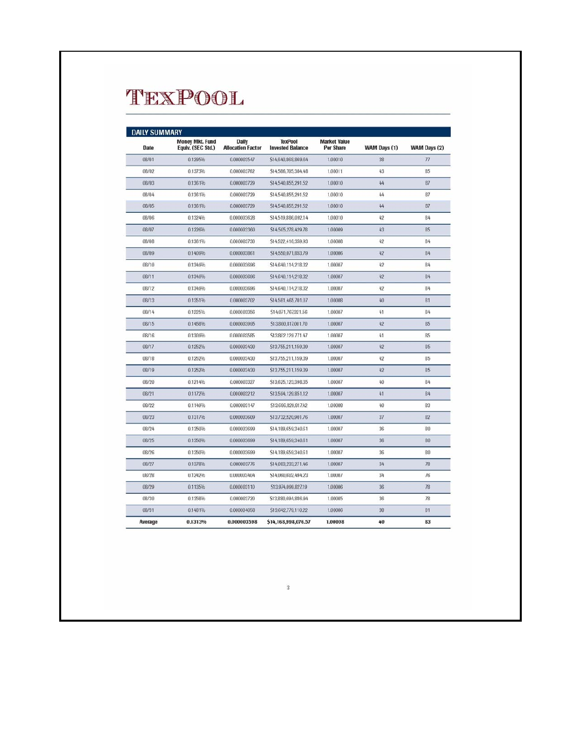# TexPool

## DAILY SUMMARY

| Date | Money Mkt. Fund Equiv. (SEC Std.) | Daily Allocation Factor | TexPool Invested Balance | Market Value Per Share | WAM Days (1) | WAM Days (2) |
|---|---|---|---|---|---|---|
| 08/01 | 0.1295% | 0.000003547 | $14,640,868,869.64 | 1.00010 | 38 | 77 |
| 08/02 | 0.1373% | 0.000003762 | $14,586,705,384.48 | 1.00011 | 43 | 85 |
| 08/03 | 0.1361% | 0.000003729 | $14,540,855,291.52 | 1.00010 | 44 | 87 |
| 08/04 | 0.1361% | 0.000003729 | $14,540,855,291.52 | 1.00010 | 44 | 87 |
| 08/05 | 0.1361% | 0.000003729 | $14,540,855,291.52 | 1.00010 | 44 | 87 |
| 08/06 | 0.1324% | 0.000003628 | $14,519,886,092.14 | 1.00010 | 42 | 84 |
| 08/07 | 0.1226% | 0.000003360 | $14,505,278,429.78 | 1.00009 | 43 | 85 |
| 08/08 | 0.1361% | 0.000003730 | $14,522,416,359.93 | 1.00008 | 42 | 84 |
| 08/09 | 0.1409% | 0.000003861 | $14,550,071,853.79 | 1.00006 | 42 | 84 |
| 08/10 | 0.1349% | 0.000003696 | $14,640,114,218.32 | 1.00007 | 42 | 84 |
| 08/11 | 0.1349% | 0.000003696 | $14,640,114,218.32 | 1.00007 | 42 | 84 |
| 08/12 | 0.1349% | 0.000003696 | $14,640,114,218.32 | 1.00007 | 42 | 84 |
| 08/13 | 0.1351% | 0.000003702 | $14,581,465,701.07 | 1.00008 | 40 | 81 |
| 08/14 | 0.1225% | 0.000003356 | $14,071,767,321.56 | 1.00007 | 41 | 84 |
| 08/15 | 0.1458% | 0.000003995 | $13,800,817,001.70 | 1.00007 | 42 | 85 |
| 08/16 | 0.1309% | 0.000003585 | $13,802,128,771.47 | 1.00007 | 41 | 85 |
| 08/17 | 0.1252% | 0.000003430 | $13,755,211,159.39 | 1.00007 | 42 | 85 |
| 08/18 | 0.1252% | 0.000003430 | $13,755,211,159.39 | 1.00007 | 42 | 85 |
| 08/19 | 0.1252% | 0.000003430 | $13,755,211,159.39 | 1.00007 | 42 | 85 |
| 08/20 | 0.1214% | 0.000003327 | $13,625,123,398.35 | 1.00007 | 40 | 84 |
| 08/21 | 0.1172% | 0.000003212 | $13,594,126,851.12 | 1.00007 | 41 | 84 |
| 08/22 | 0.1148% | 0.000003147 | $13,606,826,917.42 | 1.00008 | 40 | 83 |
| 08/23 | 0.1317% | 0.000003609 | $13,732,520,901.76 | 1.00007 | 37 | 82 |
| 08/24 | 0.1350% | 0.000003699 | $14,189,659,340.61 | 1.00007 | 36 | 80 |
| 08/25 | 0.1350% | 0.000003699 | $14,189,659,340.61 | 1.00007 | 36 | 80 |
| 08/26 | 0.1350% | 0.000003699 | $14,189,659,340.61 | 1.00007 | 36 | 80 |
| 08/27 | 0.1378% | 0.000003776 | $14,083,233,271.46 | 1.00007 | 34 | 78 |
| 08/28 | 0.1242% | 0.000003404 | $14,060,602,494.23 | 1.00007 | 34 | 76 |
| 08/29 | 0.1135% | 0.000003110 | $13,974,096,827.19 | 1.00006 | 36 | 78 |
| 08/30 | 0.1358% | 0.000003720 | $13,880,694,886.94 | 1.00005 | 36 | 78 |
| 08/31 | 0.1481% | 0.000004058 | $13,642,778,110.22 | 1.00006 | 38 | 81 |
| **Average** | **0.1313%** | **0.000003598** | **$14,168,998,076.57** | **1.00008** | **40** | **83** |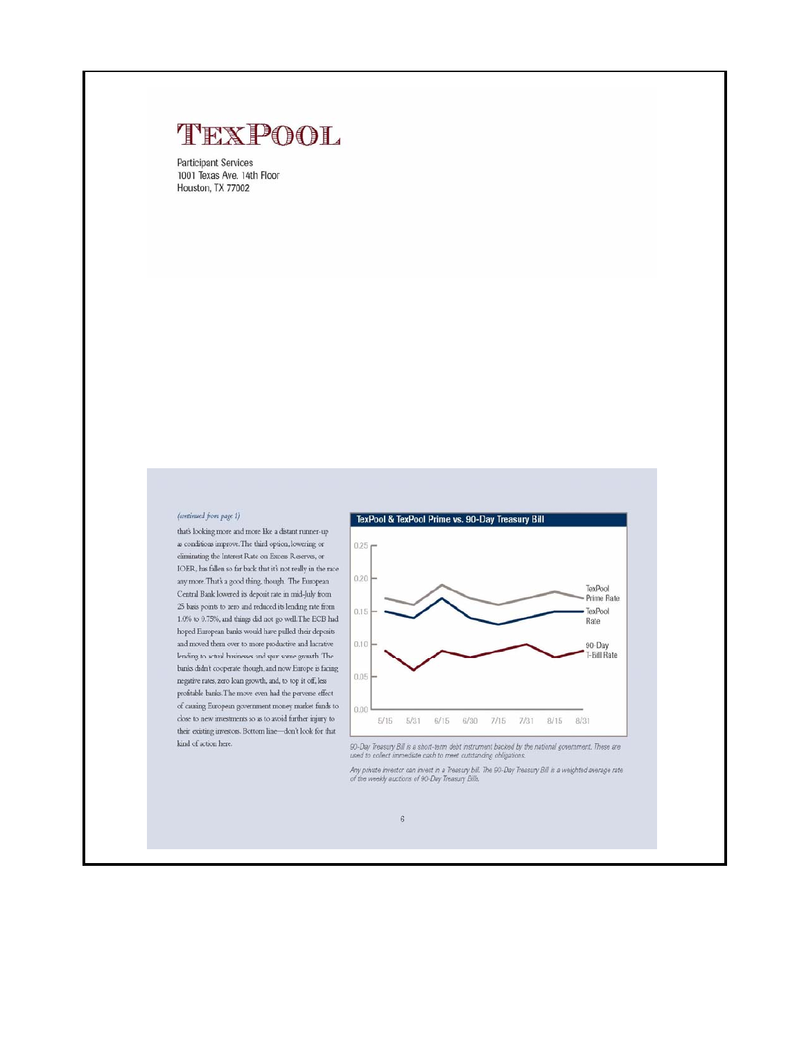# TexPool

Participant Services
1001 Texas Ave. 14th Floor
Houston, TX 77002

*(continued from page 1)*

that's looking more and more like a distant runner-up as conditions improve. The third option, lowering or eliminating the Interest Rate on Excess Reserves, or IOER, has fallen so far back that it's not really in the race any more. That's a good thing, though. The European Central Bank lowered its deposit rate in mid-July from 25 basis points to zero and reduced its lending rate from 1.0% to 0.75%, and things did not go well. The ECB had hoped European banks would have pulled their deposits and moved them over to more productive and lucrative lending to actual businesses and spur some growth. The banks didn't cooperate though, and now Europe is facing negative rates, zero loan growth, and, to top it off, less profitable banks. The move even had the perverse effect of causing European government money market funds to close to new investments so as to avoid further injury to their existing investors. Bottom line—don't look for that kind of action here.

**TexPool & TexPool Prime vs. 90-Day Treasury Bill**

0.25
0.20
0.15
0.10
0.05
0.00

5/15 5/31 6/15 6/30 7/15 7/31 8/15 8/31

TexPool Prime Rate
TexPool Rate
90-Day T-Bill Rate

*90-Day Treasury Bill is a short-term debt instrument backed by the national government. These are used to collect immediate cash to meet outstanding obligations.*

*Any private investor can invest in a Treasury bill. The 90-Day Treasury Bill is a weighted average rate of the weekly auctions of 90-Day Treasury Bills.*